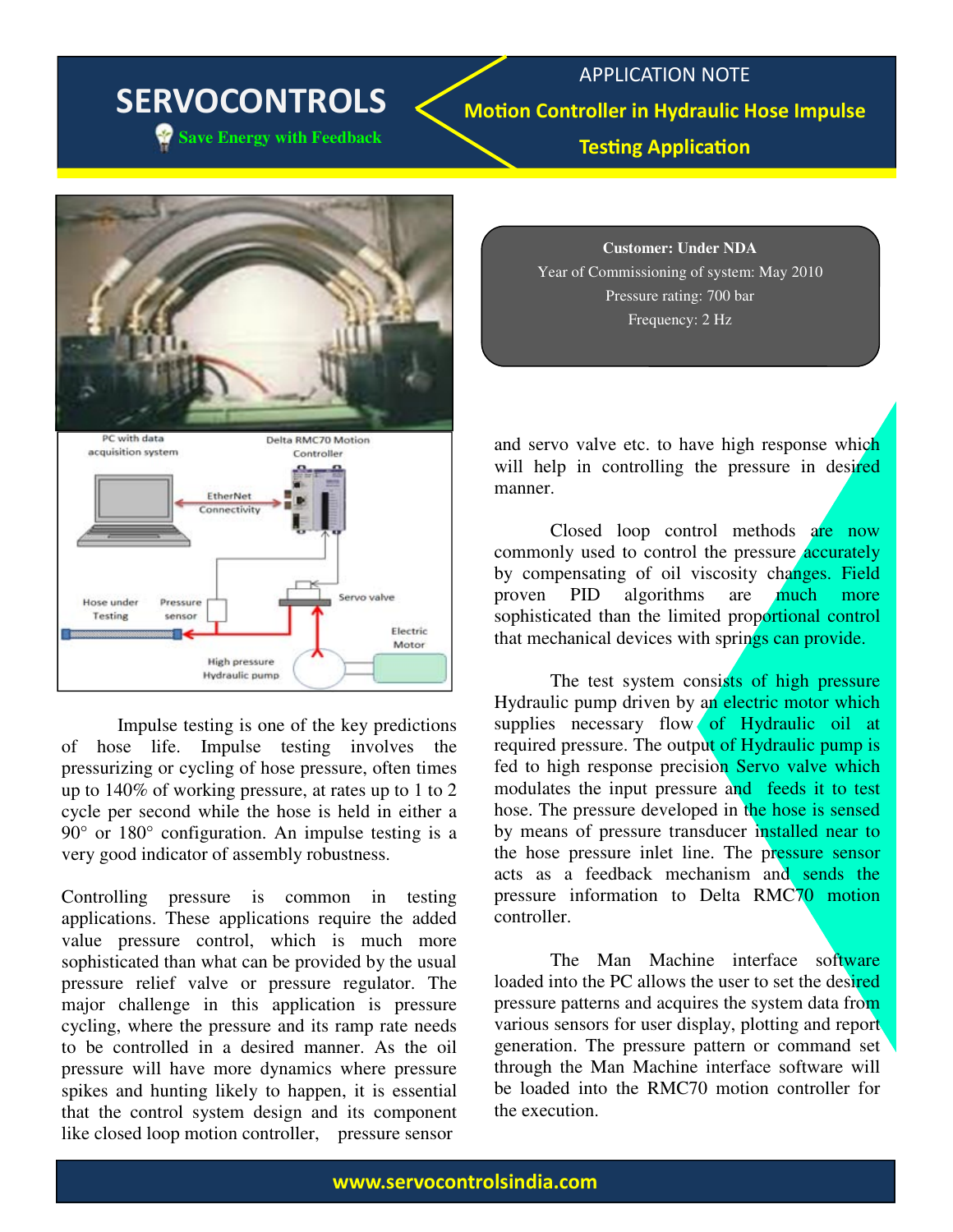# SERVOCONTROLS

Save Energy with Feedback

APPLICATION NOTE

## Motion Controller in Hydraulic Hose Impulse Testing Application

**Customer: Under NDA**
Year of Commissioning of system: May 2010
Pressure rating: 700 bar
Frequency: 2 Hz

PC with data acquisition system — Delta RMC70 Motion Controller — EtherNet Connectivity — Hose under Testing — Pressure sensor — Servo valve — Electric Motor — High pressure Hydraulic pump

Impulse testing is one of the key predictions of hose life. Impulse testing involves the pressurizing or cycling of hose pressure, often times up to 140% of working pressure, at rates up to 1 to 2 cycle per second while the hose is held in either a 90° or 180° configuration. An impulse testing is a very good indicator of assembly robustness.

Controlling pressure is common in testing applications. These applications require the added value pressure control, which is much more sophisticated than what can be provided by the usual pressure relief valve or pressure regulator. The major challenge in this application is pressure cycling, where the pressure and its ramp rate needs to be controlled in a desired manner. As the oil pressure will have more dynamics where pressure spikes and hunting likely to happen, it is essential that the control system design and its component like closed loop motion controller, pressure sensor and servo valve etc. to have high response which will help in controlling the pressure in desired manner.

Closed loop control methods are now commonly used to control the pressure accurately by compensating of oil viscosity changes. Field proven PID algorithms are much more sophisticated than the limited proportional control that mechanical devices with springs can provide.

The test system consists of high pressure Hydraulic pump driven by an electric motor which supplies necessary flow of Hydraulic oil at required pressure. The output of Hydraulic pump is fed to high response precision Servo valve which modulates the input pressure and feeds it to test hose. The pressure developed in the hose is sensed by means of pressure transducer installed near to the hose pressure inlet line. The pressure sensor acts as a feedback mechanism and sends the pressure information to Delta RMC70 motion controller.

The Man Machine interface software loaded into the PC allows the user to set the desired pressure patterns and acquires the system data from various sensors for user display, plotting and report generation. The pressure pattern or command set through the Man Machine interface software will be loaded into the RMC70 motion controller for the execution.

www.servocontrolsindia.com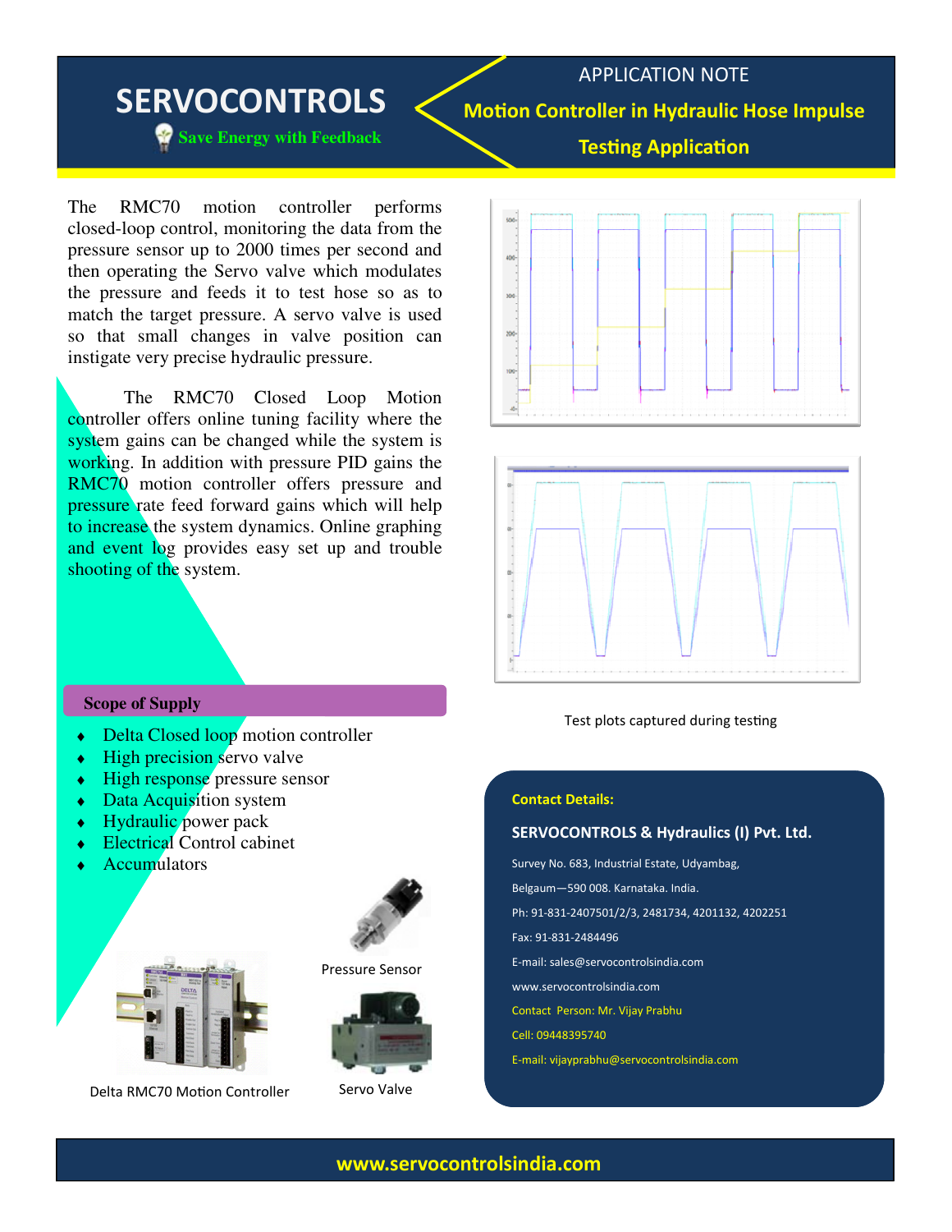# SERVOCONTROLS

Save Energy with Feedback

## APPLICATION NOTE

## Motion Controller in Hydraulic Hose Impulse Testing Application

The RMC70 motion controller performs closed-loop control, monitoring the data from the pressure sensor up to 2000 times per second and then operating the Servo valve which modulates the pressure and feeds it to test hose so as to match the target pressure. A servo valve is used so that small changes in valve position can instigate very precise hydraulic pressure.

The RMC70 Closed Loop Motion controller offers online tuning facility where the system gains can be changed while the system is working. In addition with pressure PID gains the RMC70 motion controller offers pressure and pressure rate feed forward gains which will help to increase the system dynamics. Online graphing and event log provides easy set up and trouble shooting of the system.

Test plots captured during testing

### Scope of Supply

- Delta Closed loop motion controller
- High precision servo valve
- High response pressure sensor
- Data Acquisition system
- Hydraulic power pack
- Electrical Control cabinet
- Accumulators

Pressure Sensor

Delta RMC70 Motion Controller

Servo Valve

**Contact Details:**

**SERVOCONTROLS & Hydraulics (I) Pvt. Ltd.**

Survey No. 683, Industrial Estate, Udyambag,

Belgaum—590 008. Karnataka. India.

Ph: 91-831-2407501/2/3, 2481734, 4201132, 4202251

Fax: 91-831-2484496

E-mail: sales@servocontrolsindia.com

www.servocontrolsindia.com

Contact Person: Mr. Vijay Prabhu

Cell: 09448395740

E-mail: vijayprabhu@servocontrolsindia.com

**www.servocontrolsindia.com**